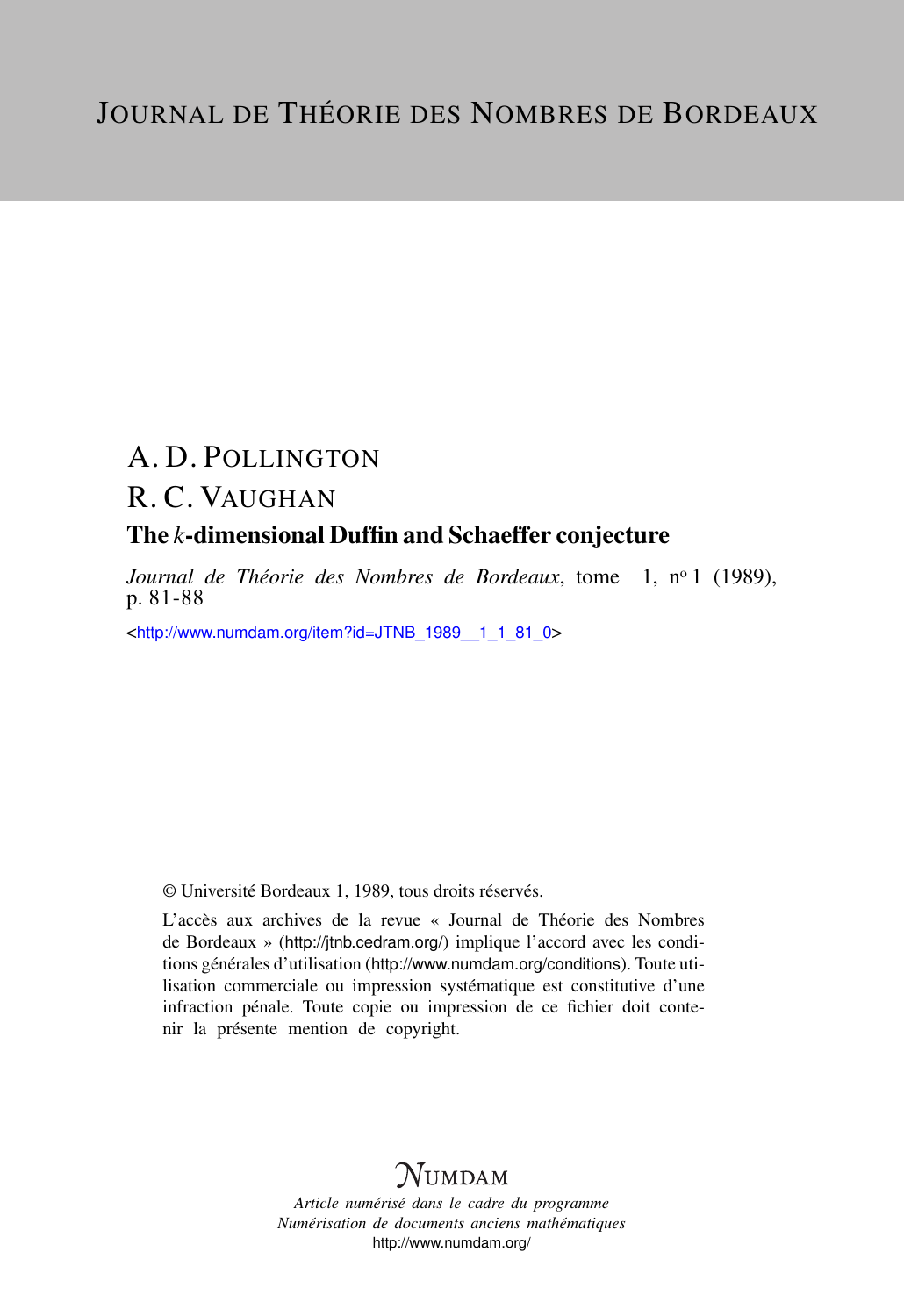# Journal de Théorie des Nombres de Bordeaux

A. D. Pollington

R. C. Vaughan

## The $k$-dimensional Duffin and Schaeffer conjecture

*Journal de Théorie des Nombres de Bordeaux*, tome 1, n° 1 (1989), p. 81-88

<http://www.numdam.org/item?id=JTNB_1989__1_1_81_0>

© Université Bordeaux 1, 1989, tous droits réservés.

L'accès aux archives de la revue « Journal de Théorie des Nombres de Bordeaux » (http://jtnb.cedram.org/) implique l'accord avec les conditions générales d'utilisation (http://www.numdam.org/conditions). Toute utilisation commerciale ou impression systématique est constitutive d'une infraction pénale. Toute copie ou impression de ce fichier doit contenir la présente mention de copyright.

NUMDAM

*Article numérisé dans le cadre du programme*
*Numérisation de documents anciens mathématiques*
http://www.numdam.org/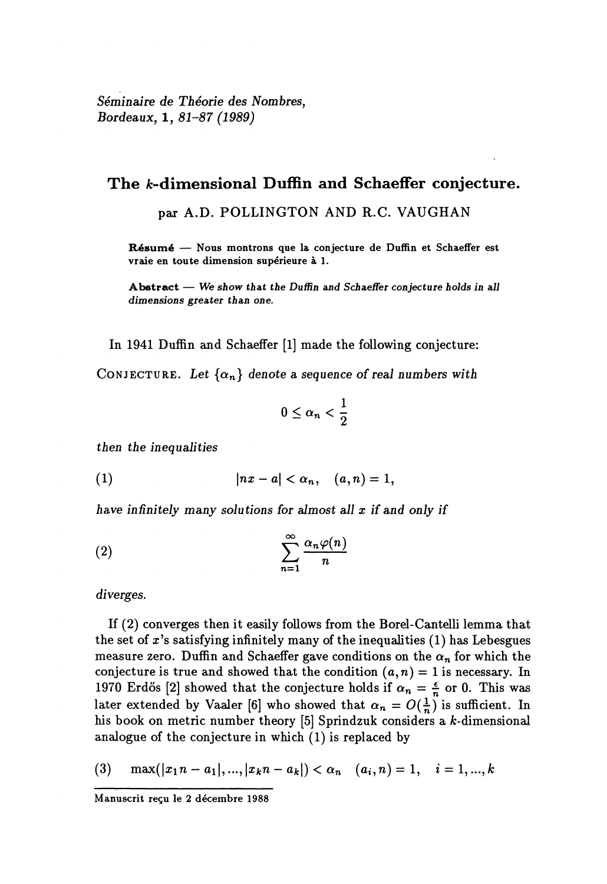*Séminaire de Théorie des Nombres,*
*Bordeaux,* **1**, *81–87 (1989)*

# The $k$-dimensional Duffin and Schaeffer conjecture.

par A.D. POLLINGTON AND R.C. VAUGHAN

**Résumé** — Nous montrons que la conjecture de Duffin et Schaeffer est vraie en toute dimension supérieure à 1.

**Abstract** — *We show that the Duffin and Schaeffer conjecture holds in all dimensions greater than one.*

In 1941 Duffin and Schaeffer [1] made the following conjecture:

CONJECTURE. *Let $\{\alpha_n\}$ denote a sequence of real numbers with*

$$0 \leq \alpha_n < \frac{1}{2}$$

*then the inequalities*

$$|nx - a| < \alpha_n, \quad (a, n) = 1, \tag{1}$$

*have infinitely many solutions for almost all $x$ if and only if*

$$\sum_{n=1}^{\infty} \frac{\alpha_n \varphi(n)}{n} \tag{2}$$

*diverges.*

If (2) converges then it easily follows from the Borel-Cantelli lemma that the set of $x$'s satisfying infinitely many of the inequalities (1) has Lebesgues measure zero. Duffin and Schaeffer gave conditions on the $\alpha_n$ for which the conjecture is true and showed that the condition $(a, n) = 1$ is necessary. In 1970 Erdős [2] showed that the conjecture holds if $\alpha_n = \frac{\epsilon}{n}$ or 0. This was later extended by Vaaler [6] who showed that $\alpha_n = O(\frac{1}{n})$ is sufficient. In his book on metric number theory [5] Sprindzuk considers a $k$-dimensional analogue of the conjecture in which (1) is replaced by

$$\max(|x_1 n - a_1|, ..., |x_k n - a_k|) < \alpha_n \quad (a_i, n) = 1, \quad i = 1, ..., k \tag{3}$$

Manuscrit reçu le 2 décembre 1988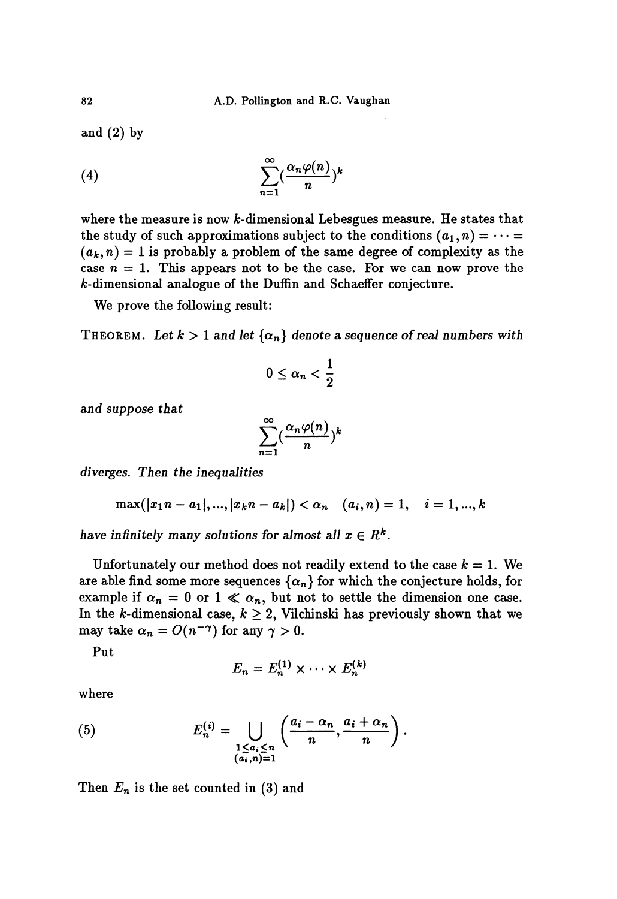and (2) by

$$(4) \qquad \sum_{n=1}^{\infty}\left(\frac{\alpha_n\varphi(n)}{n}\right)^k$$

where the measure is now $k$-dimensional Lebesgues measure. He states that the study of such approximations subject to the conditions $(a_1, n) = \cdots = (a_k, n) = 1$ is probably a problem of the same degree of complexity as the case $n = 1$. This appears not to be the case. For we can now prove the $k$-dimensional analogue of the Duffin and Schaeffer conjecture.

We prove the following result:

THEOREM. *Let $k > 1$ and let $\{\alpha_n\}$ denote a sequence of real numbers with*

$$0 \leq \alpha_n < \frac{1}{2}$$

*and suppose that*

$$\sum_{n=1}^{\infty}\left(\frac{\alpha_n\varphi(n)}{n}\right)^k$$

*diverges. Then the inequalities*

$$\max(|x_1 n - a_1|, ..., |x_k n - a_k|) < \alpha_n \quad (a_i, n) = 1, \quad i = 1, ..., k$$

*have infinitely many solutions for almost all $x \in R^k$.*

Unfortunately our method does not readily extend to the case $k = 1$. We are able find some more sequences $\{\alpha_n\}$ for which the conjecture holds, for example if $\alpha_n = 0$ or $1 \ll \alpha_n$, but not to settle the dimension one case. In the $k$-dimensional case, $k \geq 2$, Vilchinski has previously shown that we may take $\alpha_n = O(n^{-\gamma})$ for any $\gamma > 0$.

Put

$$E_n = E_n^{(1)} \times \cdots \times E_n^{(k)}$$

where

$$(5) \qquad E_n^{(i)} = \bigcup_{\substack{1 \leq a_i \leq n \\ (a_i, n) = 1}} \left(\frac{a_i - \alpha_n}{n}, \frac{a_i + \alpha_n}{n}\right).$$

Then $E_n$ is the set counted in (3) and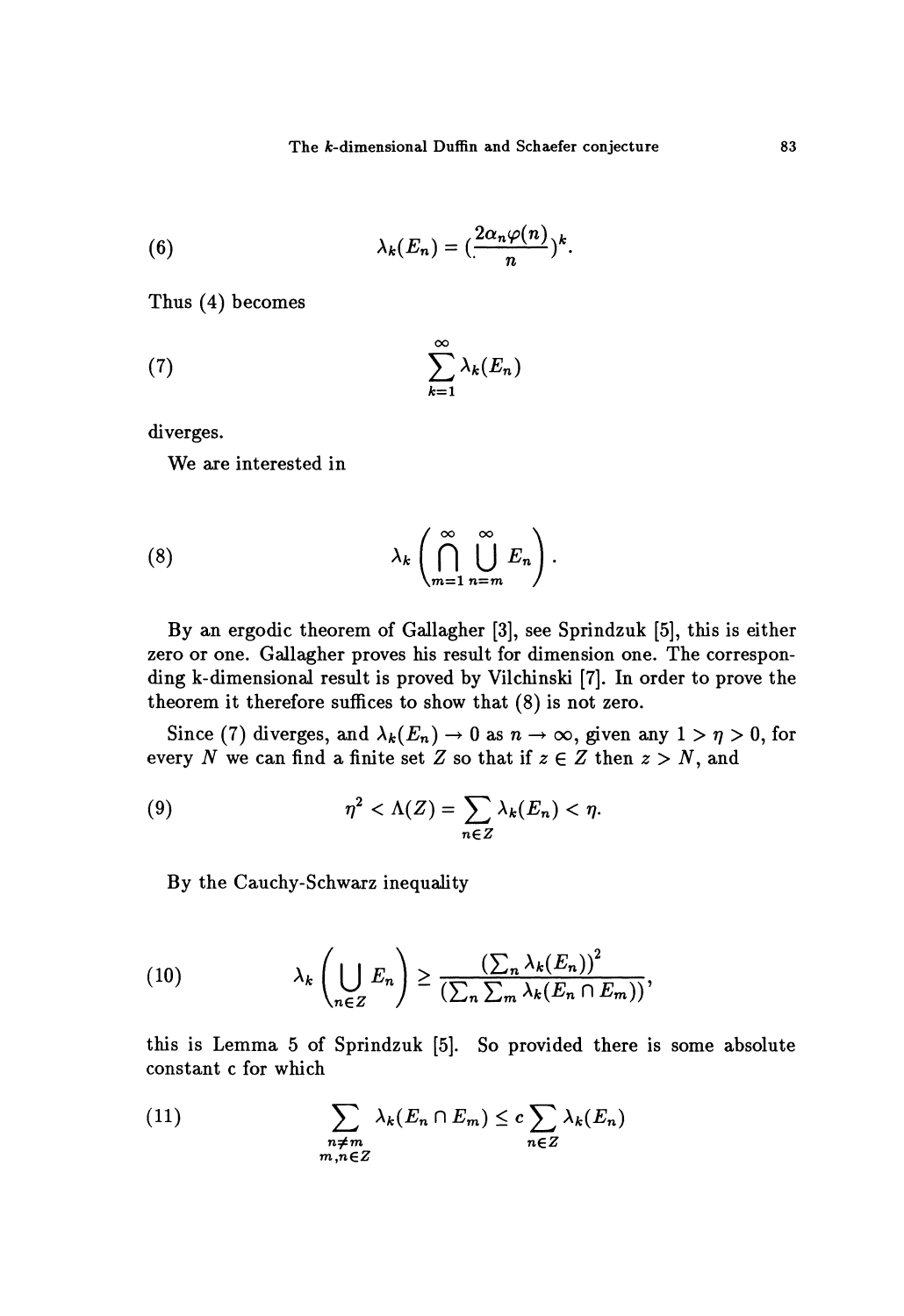$$\lambda_k(E_n) = \left(\frac{2\alpha_n\varphi(n)}{n}\right)^k. \tag{6}$$

Thus (4) becomes

$$\sum_{k=1}^{\infty} \lambda_k(E_n) \tag{7}$$

diverges.

We are interested in

$$\lambda_k\left(\bigcap_{m=1}^{\infty}\bigcup_{n=m}^{\infty} E_n\right). \tag{8}$$

By an ergodic theorem of Gallagher [3], see Sprindzuk [5], this is either zero or one. Gallagher proves his result for dimension one. The corresponding k-dimensional result is proved by Vilchinski [7]. In order to prove the theorem it therefore suffices to show that (8) is not zero.

Since (7) diverges, and $\lambda_k(E_n) \to 0$ as $n \to \infty$, given any $1 > \eta > 0$, for every $N$ we can find a finite set $Z$ so that if $z \in Z$ then $z > N$, and

$$\eta^2 < \Lambda(Z) = \sum_{n \in Z} \lambda_k(E_n) < \eta. \tag{9}$$

By the Cauchy-Schwarz inequality

$$\lambda_k\left(\bigcup_{n \in Z} E_n\right) \geq \frac{\left(\sum_n \lambda_k(E_n)\right)^2}{\left(\sum_n \sum_m \lambda_k(E_n \cap E_m)\right)}, \tag{10}$$

this is Lemma 5 of Sprindzuk [5]. So provided there is some absolute constant c for which

$$\sum_{\substack{n \neq m \\ m,n \in Z}} \lambda_k(E_n \cap E_m) \leq c \sum_{n \in Z} \lambda_k(E_n) \tag{11}$$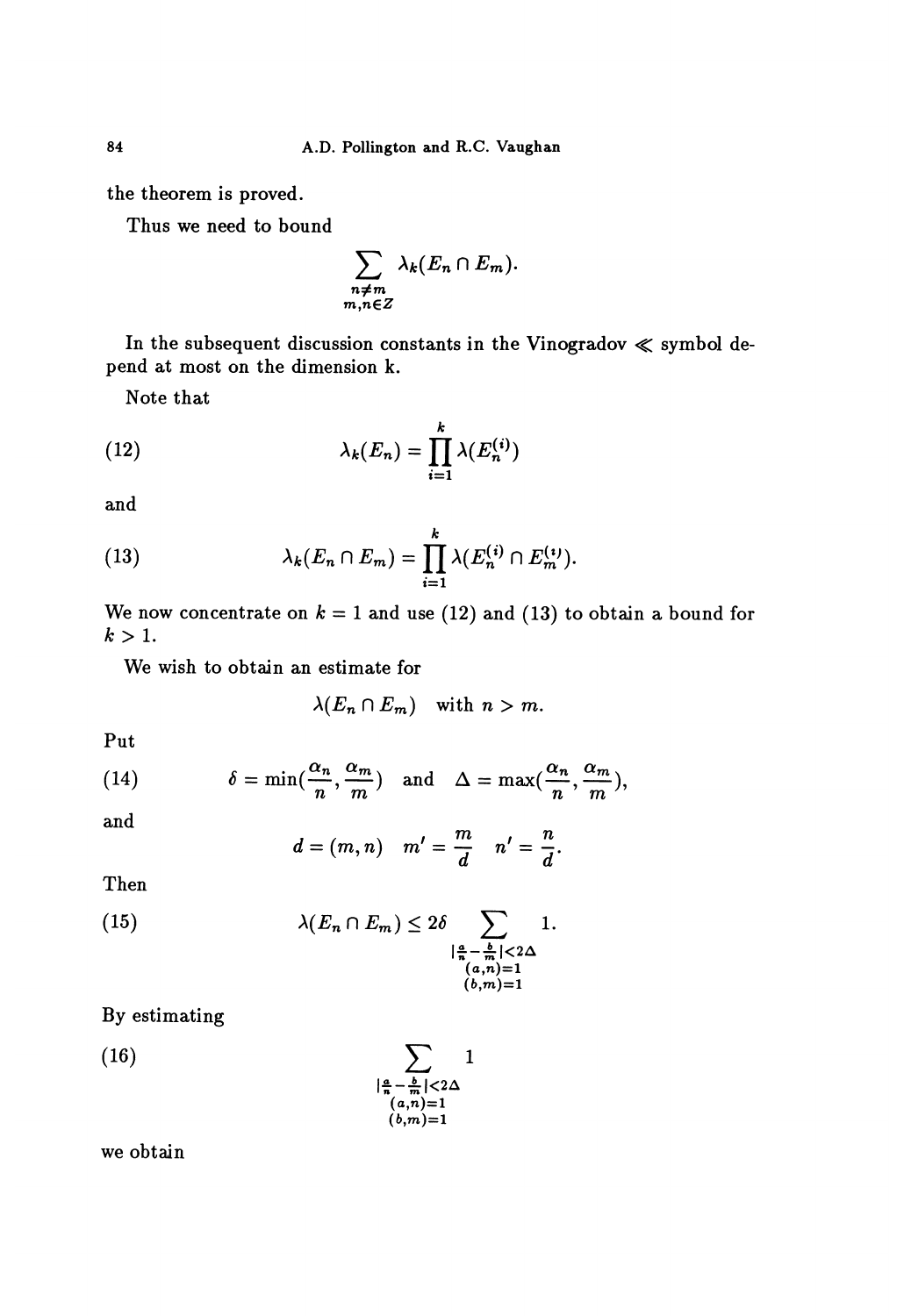the theorem is proved.

Thus we need to bound

$$\sum_{\substack{n \neq m \\ m,n \in Z}} \lambda_k(E_n \cap E_m).$$

In the subsequent discussion constants in the Vinogradov $\ll$ symbol depend at most on the dimension k.

Note that

$$\lambda_k(E_n) = \prod_{i=1}^{k} \lambda(E_n^{(i)}) \tag{12}$$

and

$$\lambda_k(E_n \cap E_m) = \prod_{i=1}^{k} \lambda(E_n^{(i)} \cap E_m^{(i)}). \tag{13}$$

We now concentrate on $k = 1$ and use (12) and (13) to obtain a bound for $k > 1$.

We wish to obtain an estimate for

$$\lambda(E_n \cap E_m) \quad \text{with } n > m.$$

Put

$$\delta = \min(\frac{\alpha_n}{n}, \frac{\alpha_m}{m}) \quad \text{and} \quad \Delta = \max(\frac{\alpha_n}{n}, \frac{\alpha_m}{m}), \tag{14}$$

and

$$d = (m,n) \quad m' = \frac{m}{d} \quad n' = \frac{n}{d}.$$

Then

$$\lambda(E_n \cap E_m) \leq 2\delta \sum_{\substack{|\frac{a}{n} - \frac{b}{m}| < 2\Delta \\ (a,n)=1 \\ (b,m)=1}} 1. \tag{15}$$

By estimating

$$\sum_{\substack{|\frac{a}{n} - \frac{b}{m}| < 2\Delta \\ (a,n)=1 \\ (b,m)=1}} 1 \tag{16}$$

we obtain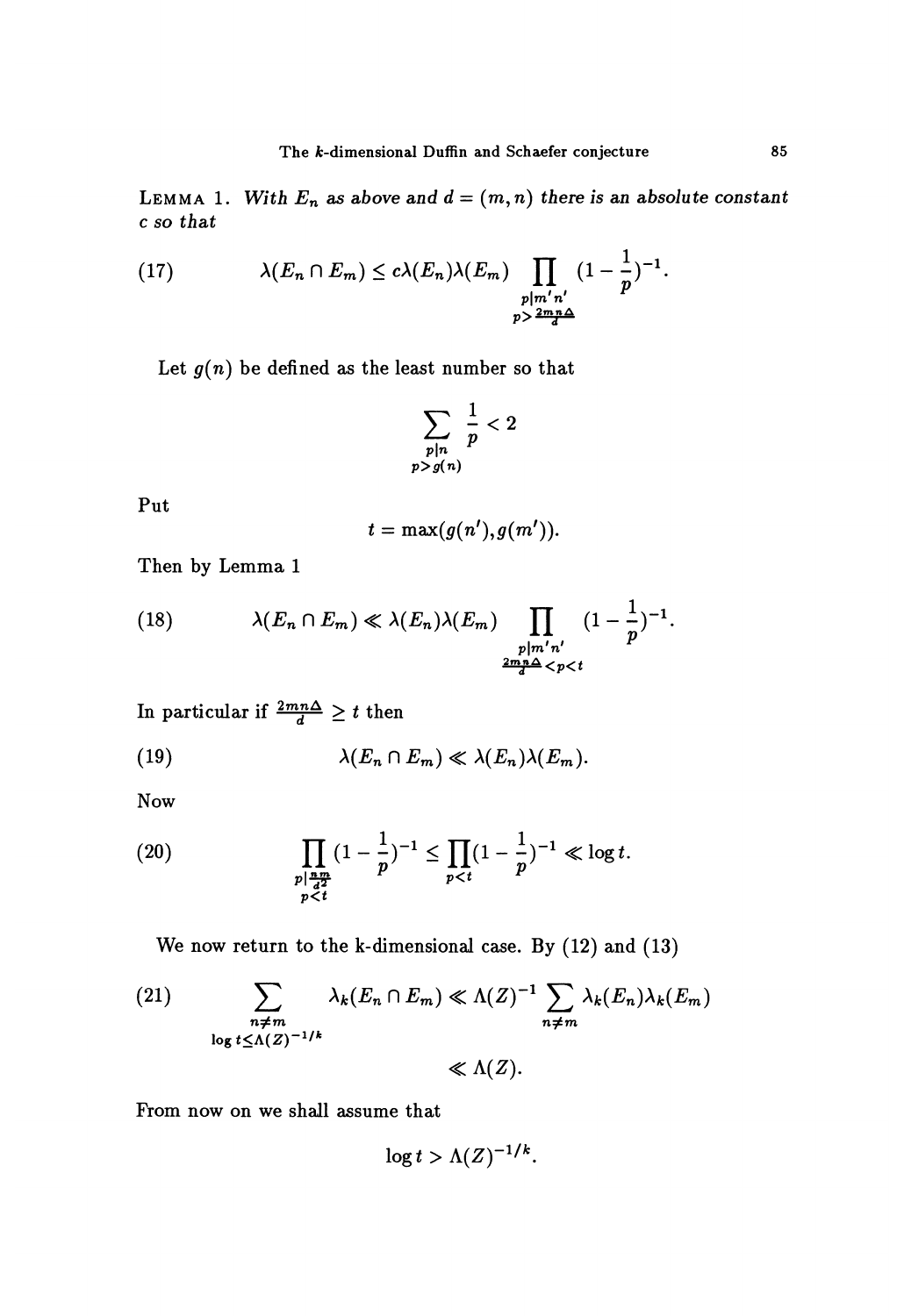LEMMA 1. *With $E_n$ as above and $d = (m, n)$ there is an absolute constant $c$ so that*

$$\lambda(E_n \cap E_m) \leq c\lambda(E_n)\lambda(E_m) \prod_{\substack{p | m'n' \\ p > \frac{2mn\Delta}{d}}} (1 - \frac{1}{p})^{-1}. \tag{17}$$

Let $g(n)$ be defined as the least number so that

$$\sum_{\substack{p|n \\ p > g(n)}} \frac{1}{p} < 2$$

Put

$$t = \max(g(n'), g(m')).$$

Then by Lemma 1

$$\lambda(E_n \cap E_m) \ll \lambda(E_n)\lambda(E_m) \prod_{\substack{p | m'n' \\ \frac{2mn\Delta}{d} < p < t}} (1 - \frac{1}{p})^{-1}. \tag{18}$$

In particular if $\frac{2mn\Delta}{d} \geq t$ then

$$\lambda(E_n \cap E_m) \ll \lambda(E_n)\lambda(E_m). \tag{19}$$

Now

$$\prod_{\substack{p | \frac{nm}{d^2} \\ p < t}} (1 - \frac{1}{p})^{-1} \leq \prod_{p < t} (1 - \frac{1}{p})^{-1} \ll \log t. \tag{20}$$

We now return to the k-dimensional case. By (12) and (13)

$$\sum_{\substack{n \neq m \\ \log t \leq \Lambda(Z)^{-1/k}}} \lambda_k(E_n \cap E_m) \ll \Lambda(Z)^{-1} \sum_{n \neq m} \lambda_k(E_n)\lambda_k(E_m) \tag{21}$$

$$\ll \Lambda(Z).$$

From now on we shall assume that

$$\log t > \Lambda(Z)^{-1/k}.$$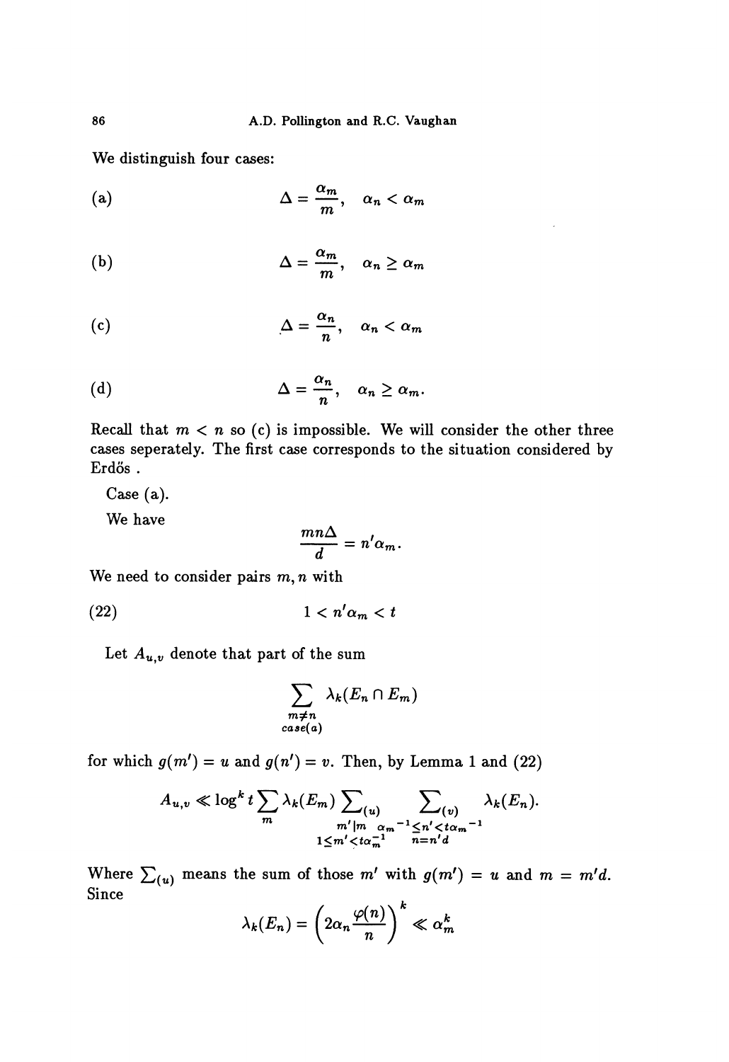We distinguish four cases:

$$\text{(a)} \qquad \Delta = \frac{\alpha_m}{m}, \quad \alpha_n < \alpha_m$$

$$\text{(b)} \qquad \Delta = \frac{\alpha_m}{m}, \quad \alpha_n \geq \alpha_m$$

$$\text{(c)} \qquad \Delta = \frac{\alpha_n}{n}, \quad \alpha_n < \alpha_m$$

$$\text{(d)} \qquad \Delta = \frac{\alpha_n}{n}, \quad \alpha_n \geq \alpha_m.$$

Recall that $m < n$ so (c) is impossible. We will consider the other three cases seperately. The first case corresponds to the situation considered by Erdős .

Case (a).

We have

$$\frac{mn\Delta}{d} = n'\alpha_m.$$

We need to consider pairs $m, n$ with

$$(22) \qquad 1 < n'\alpha_m < t$$

Let $A_{u,v}$ denote that part of the sum

$$\sum_{\substack{m \neq n \\ case(a)}} \lambda_k(E_n \cap E_m)$$

for which $g(m') = u$ and $g(n') = v$. Then, by Lemma 1 and (22)

$$A_{u,v} \ll \log^k t \sum_m \lambda_k(E_m) \sum\nolimits_{\substack{(u) \\ m'|m \\ 1 \leq m' < t\alpha_m^{-1}}} \sum\nolimits_{\substack{(v) \\ \alpha_m{}^{-1} \leq n' < t\alpha_m{}^{-1} \\ n = n'd}} \lambda_k(E_n).$$

Where $\sum_{(u)}$ means the sum of those $m'$ with $g(m') = u$ and $m = m'd$. Since

$$\lambda_k(E_n) = \left(2\alpha_n \frac{\varphi(n)}{n}\right)^k \ll \alpha_m^k$$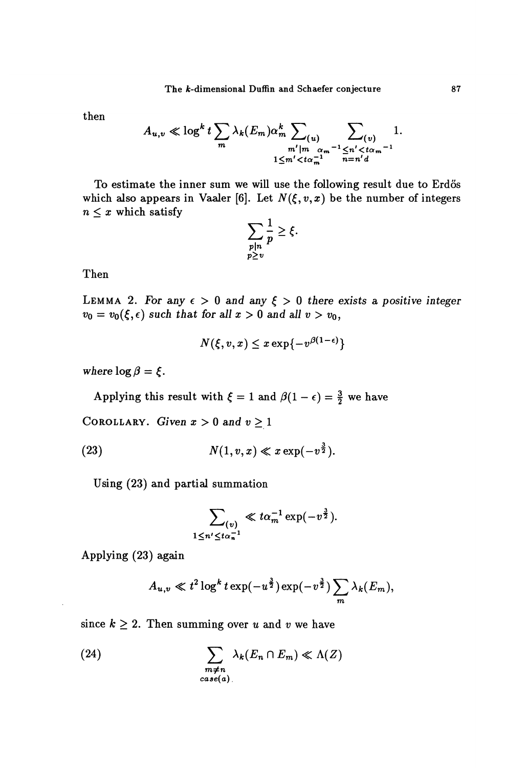then

$$A_{u,v} \ll \log^k t \sum_m \lambda_k(E_m)\alpha_m^k \sum\nolimits_{(u)}_{\substack{m'|m \\ 1\le m' < t\alpha_m^{-1}}} \sum\nolimits_{(v)}_{\substack{\alpha_m{}^{-1} \le n' < t\alpha_m{}^{-1} \\ n=n'd}} 1.$$

To estimate the inner sum we will use the following result due to Erdős which also appears in Vaaler [6]. Let $N(\xi, v, x)$ be the number of integers $n \le x$ which satisfy

$$\sum_{\substack{p|n \\ p \ge v}} \frac{1}{p} \ge \xi.$$

Then

LEMMA 2. *For any $\epsilon > 0$ and any $\xi > 0$ there exists a positive integer $v_0 = v_0(\xi, \epsilon)$ such that for all $x > 0$ and all $v > v_0$,*

$$N(\xi, v, x) \le x \exp\{-v^{\beta(1-\epsilon)}\}$$

*where $\log \beta = \xi$.*

Applying this result with $\xi = 1$ and $\beta(1-\epsilon) = \frac{3}{2}$ we have

COROLLARY. *Given $x > 0$ and $v \ge 1$*

$$N(1, v, x) \ll x \exp(-v^{\frac{3}{2}}). \tag{23}$$

Using (23) and partial summation

$$\sum\nolimits_{(v)}_{1 \le n' \le t\alpha_n^{-1}} \ll t\alpha_m^{-1} \exp(-v^{\frac{3}{2}}).$$

Applying (23) again

$$A_{u,v} \ll t^2 \log^k t \exp(-u^{\frac{3}{2}}) \exp(-v^{\frac{3}{2}}) \sum_m \lambda_k(E_m),$$

since $k \ge 2$. Then summing over $u$ and $v$ we have

$$\sum_{\substack{m \ne n \\ case(a)}} \lambda_k(E_n \cap E_m) \ll \Lambda(Z) \tag{24}$$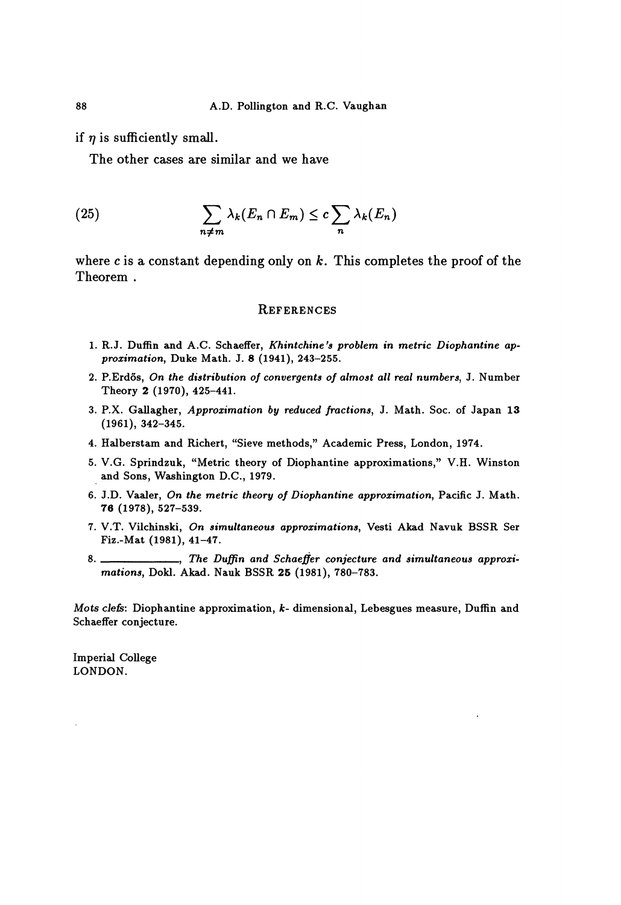if $\eta$ is sufficiently small.

The other cases are similar and we have

$$\sum_{n \neq m} \lambda_k(E_n \cap E_m) \leq c \sum_n \lambda_k(E_n) \tag{25}$$

where $c$ is a constant depending only on $k$. This completes the proof of the Theorem .

## REFERENCES

1. R.J. Duffin and A.C. Schaeffer, *Khintchine's problem in metric Diophantine approximation*, Duke Math. J. **8** (1941), 243–255.
2. P.Erdős, *On the distribution of convergents of almost all real numbers*, J. Number Theory **2** (1970), 425–441.
3. P.X. Gallagher, *Approximation by reduced fractions*, J. Math. Soc. of Japan **13** (1961), 342–345.
4. Halberstam and Richert, "Sieve methods," Academic Press, London, 1974.
5. V.G. Sprindzuk, "Metric theory of Diophantine approximations," V.H. Winston and Sons, Washington D.C., 1979.
6. J.D. Vaaler, *On the metric theory of Diophantine approximation*, Pacific J. Math. **76** (1978), 527–539.
7. V.T. Vilchinski, *On simultaneous approximations*, Vesti Akad Navuk BSSR Ser Fiz.-Mat (1981), 41–47.
8. ______, *The Duffin and Schaeffer conjecture and simultaneous approximations*, Dokl. Akad. Nauk BSSR **25** (1981), 780–783.

*Mots clefs*: Diophantine approximation, $k$- dimensional, Lebesgues measure, Duffin and Schaeffer conjecture.

Imperial College
LONDON.